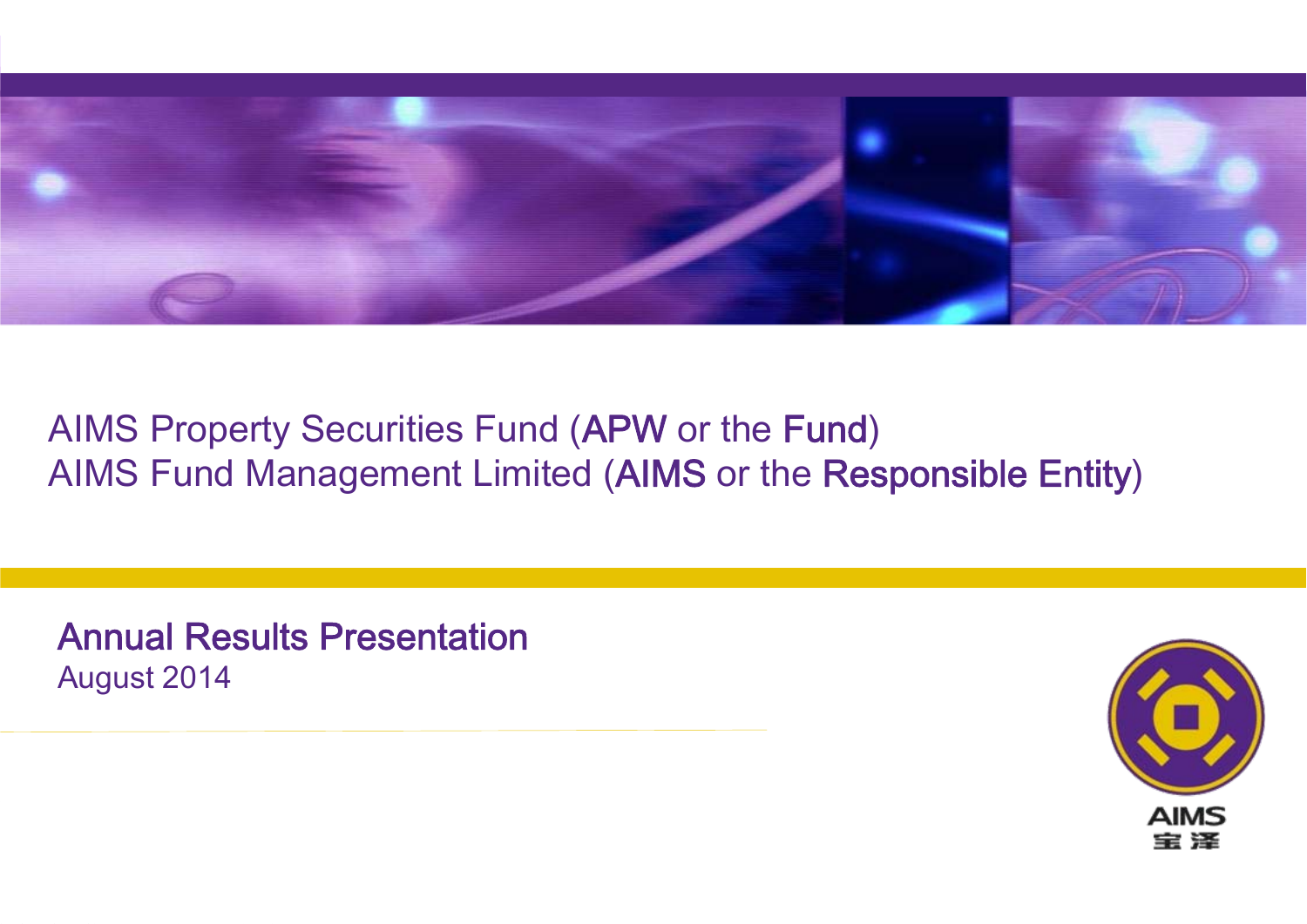AIMS Property Securities Fund (**APW** or the **Fund**)
AIMS Fund Management Limited (**AIMS** or the **Responsible Entity**)

# Annual Results Presentation

August 2014

AIMS
宝泽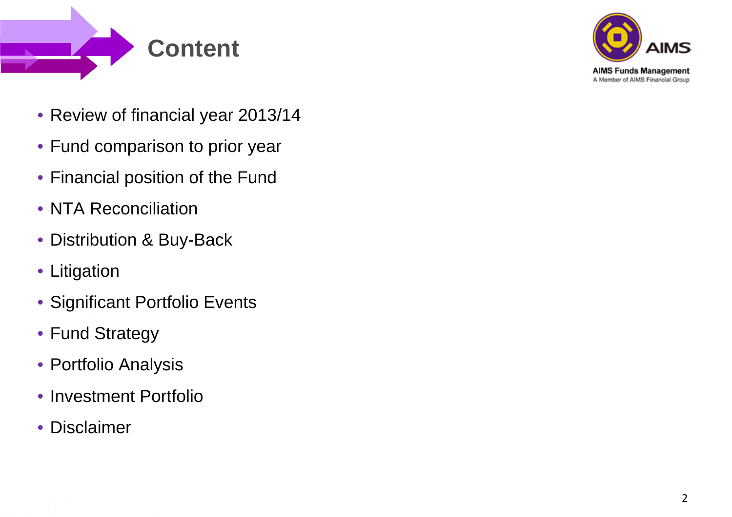# Content

- Review of financial year 2013/14
- Fund comparison to prior year
- Financial position of the Fund
- NTA Reconciliation
- Distribution & Buy-Back
- Litigation
- Significant Portfolio Events
- Fund Strategy
- Portfolio Analysis
- Investment Portfolio
- Disclaimer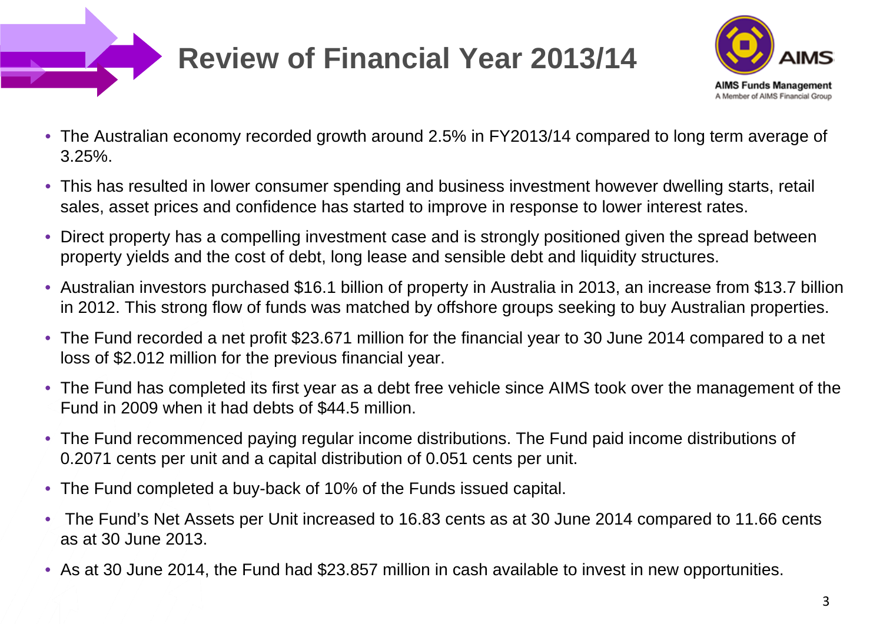# Review of Financial Year 2013/14

AIMS Funds Management
A Member of AIMS Financial Group

- The Australian economy recorded growth around 2.5% in FY2013/14 compared to long term average of 3.25%.
- This has resulted in lower consumer spending and business investment however dwelling starts, retail sales, asset prices and confidence has started to improve in response to lower interest rates.
- Direct property has a compelling investment case and is strongly positioned given the spread between property yields and the cost of debt, long lease and sensible debt and liquidity structures.
- Australian investors purchased $16.1 billion of property in Australia in 2013, an increase from $13.7 billion in 2012. This strong flow of funds was matched by offshore groups seeking to buy Australian properties.
- The Fund recorded a net profit $23.671 million for the financial year to 30 June 2014 compared to a net loss of $2.012 million for the previous financial year.
- The Fund has completed its first year as a debt free vehicle since AIMS took over the management of the Fund in 2009 when it had debts of $44.5 million.
- The Fund recommenced paying regular income distributions. The Fund paid income distributions of 0.2071 cents per unit and a capital distribution of 0.051 cents per unit.
- The Fund completed a buy-back of 10% of the Funds issued capital.
- The Fund's Net Assets per Unit increased to 16.83 cents as at 30 June 2014 compared to 11.66 cents as at 30 June 2013.
- As at 30 June 2014, the Fund had $23.857 million in cash available to invest in new opportunities.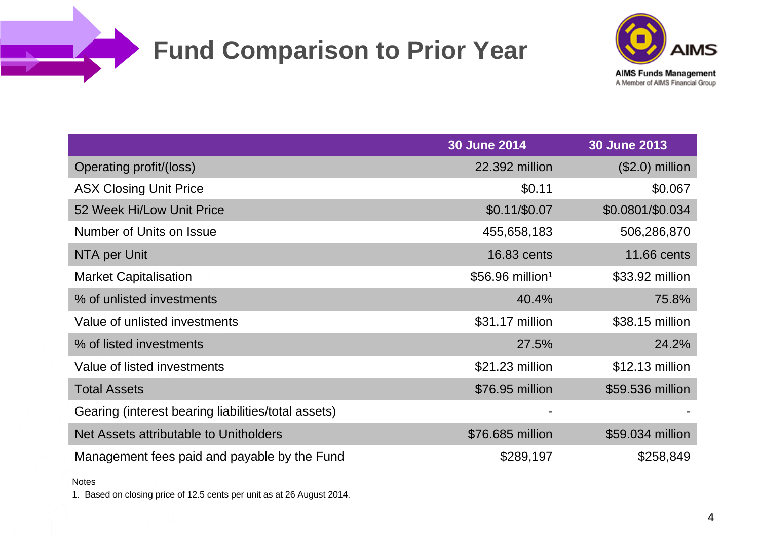# Fund Comparison to Prior Year

| | 30 June 2014 | 30 June 2013 |
|---|---|---|
| Operating profit/(loss) | 22.392 million | ($2.0) million |
| ASX Closing Unit Price | $0.11 | $0.067 |
| 52 Week Hi/Low Unit Price | $0.11/$0.07 | $0.0801/$0.034 |
| Number of Units on Issue | 455,658,183 | 506,286,870 |
| NTA per Unit | 16.83 cents | 11.66 cents |
| Market Capitalisation | $56.96 million[1] | $33.92 million |
| % of unlisted investments | 40.4% | 75.8% |
| Value of unlisted investments | $31.17 million | $38.15 million |
| % of listed investments | 27.5% | 24.2% |
| Value of listed investments | $21.23 million | $12.13 million |
| Total Assets | $76.95 million | $59.536 million |
| Gearing (interest bearing liabilities/total assets) | - | - |
| Net Assets attributable to Unitholders | $76.685 million | $59.034 million |
| Management fees paid and payable by the Fund | $289,197 | $258,849 |

Notes

1. Based on closing price of 12.5 cents per unit as at 26 August 2014.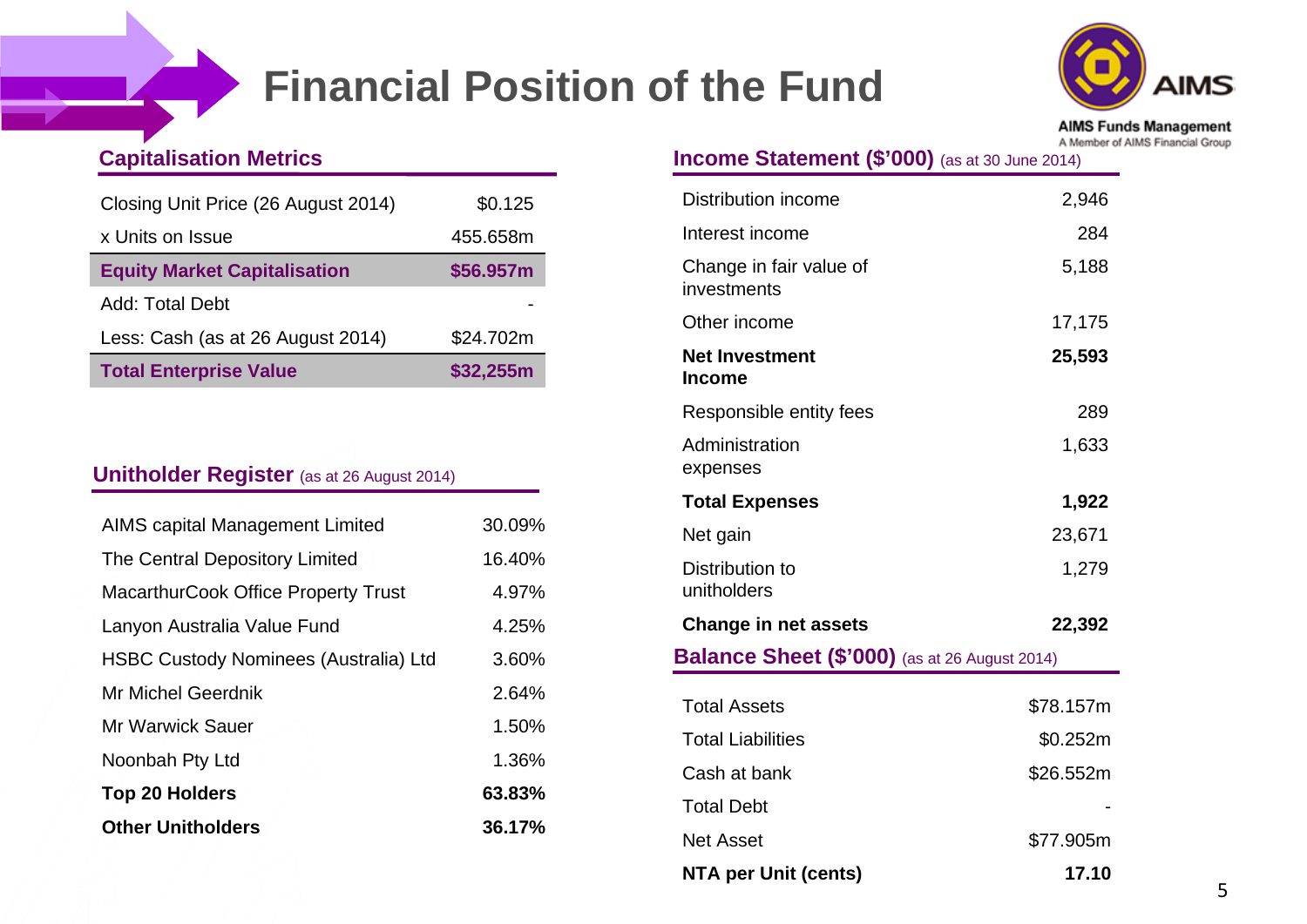# Financial Position of the Fund

AIMS Funds Management
A Member of AIMS Financial Group

## Capitalisation Metrics

| | |
|---|---|
| Closing Unit Price (26 August 2014) | $0.125 |
| x Units on Issue | 455.658m |
| **Equity Market Capitalisation** | **$56.957m** |
| Add: Total Debt | - |
| Less: Cash (as at 26 August 2014) | $24.702m |
| **Total Enterprise Value** | **$32,255m** |

## Unitholder Register (as at 26 August 2014)

| | |
|---|---|
| AIMS capital Management Limited | 30.09% |
| The Central Depository Limited | 16.40% |
| MacarthurCook Office Property Trust | 4.97% |
| Lanyon Australia Value Fund | 4.25% |
| HSBC Custody Nominees (Australia) Ltd | 3.60% |
| Mr Michel Geerdnik | 2.64% |
| Mr Warwick Sauer | 1.50% |
| Noonbah Pty Ltd | 1.36% |
| **Top 20 Holders** | **63.83%** |
| **Other Unitholders** | **36.17%** |

## Income Statement ($'000) (as at 30 June 2014)

| | |
|---|---|
| Distribution income | 2,946 |
| Interest income | 284 |
| Change in fair value of investments | 5,188 |
| Other income | 17,175 |
| **Net Investment Income** | **25,593** |
| Responsible entity fees | 289 |
| Administration expenses | 1,633 |
| **Total Expenses** | **1,922** |
| Net gain | 23,671 |
| Distribution to unitholders | 1,279 |
| **Change in net assets** | **22,392** |

## Balance Sheet ($'000) (as at 26 August 2014)

| | |
|---|---|
| Total Assets | $78.157m |
| Total Liabilities | $0.252m |
| Cash at bank | $26.552m |
| Total Debt | - |
| Net Asset | $77.905m |
| **NTA per Unit (cents)** | **17.10** |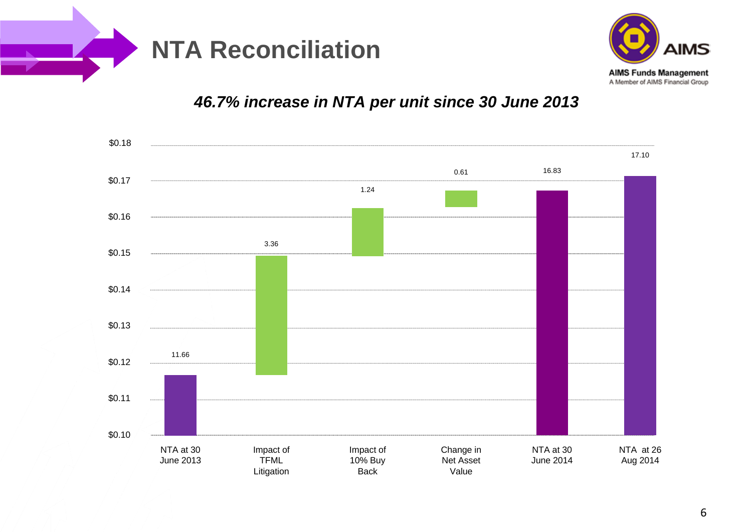# NTA Reconciliation

AIMS Funds Management
A Member of AIMS Financial Group

***46.7% increase in NTA per unit since 30 June 2013***

| Item | Value |
|---|---|
| NTA at 30 June 2013 | 11.66 |
| Impact of TFML Litigation | 3.36 |
| Impact of 10% Buy Back | 1.24 |
| Change in Net Asset Value | 0.61 |
| NTA at 30 June 2014 | 16.83 |
| NTA at 26 Aug 2014 | 17.10 |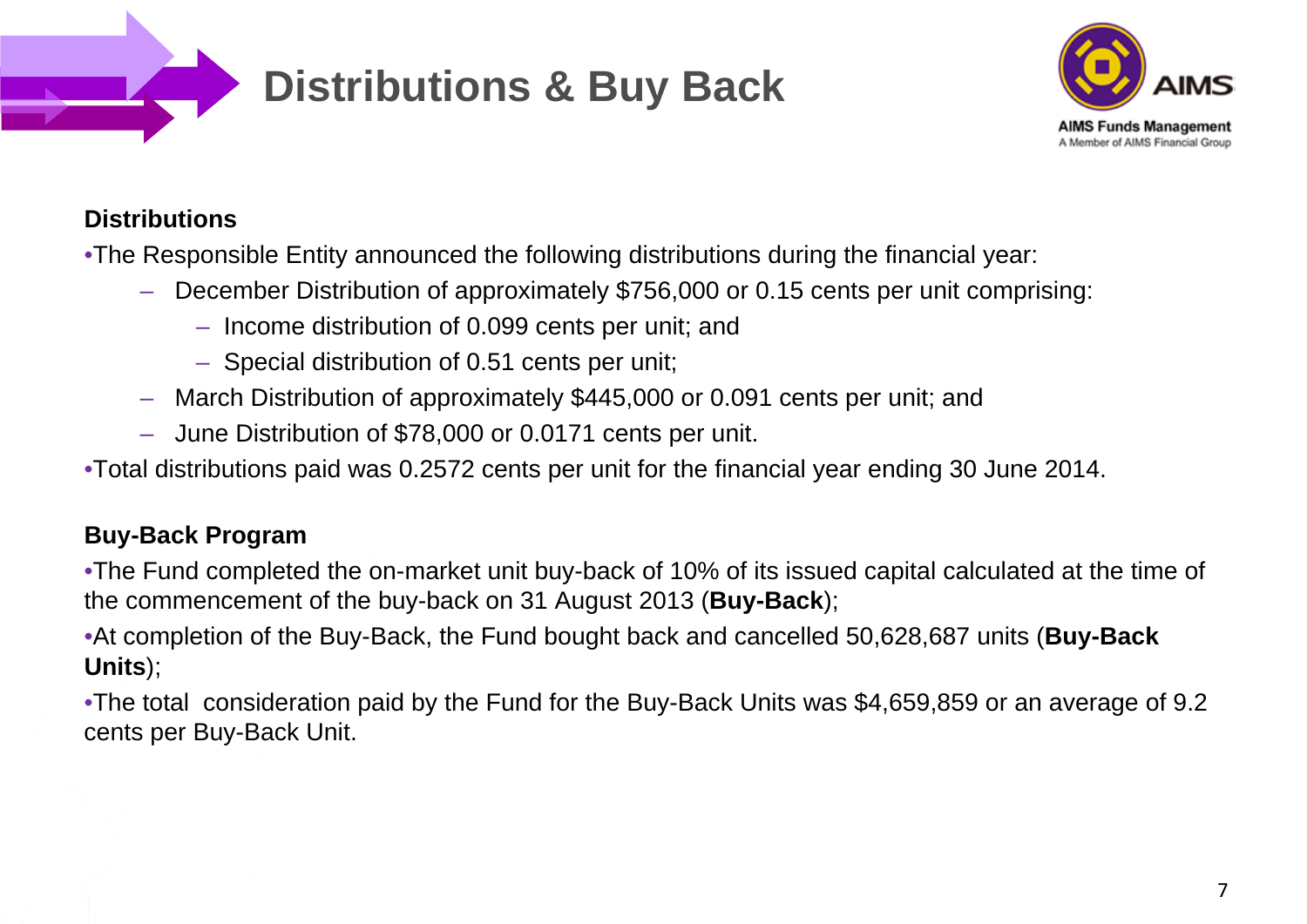# Distributions & Buy Back

**Distributions**

- The Responsible Entity announced the following distributions during the financial year:
  - December Distribution of approximately $756,000 or 0.15 cents per unit comprising:
    - Income distribution of 0.099 cents per unit; and
    - Special distribution of 0.51 cents per unit;
  - March Distribution of approximately $445,000 or 0.091 cents per unit; and
  - June Distribution of $78,000 or 0.0171 cents per unit.
- Total distributions paid was 0.2572 cents per unit for the financial year ending 30 June 2014.

**Buy-Back Program**

- The Fund completed the on-market unit buy-back of 10% of its issued capital calculated at the time of the commencement of the buy-back on 31 August 2013 (**Buy-Back**);
- At completion of the Buy-Back, the Fund bought back and cancelled 50,628,687 units (**Buy-Back Units**);
- The total consideration paid by the Fund for the Buy-Back Units was $4,659,859 or an average of 9.2 cents per Buy-Back Unit.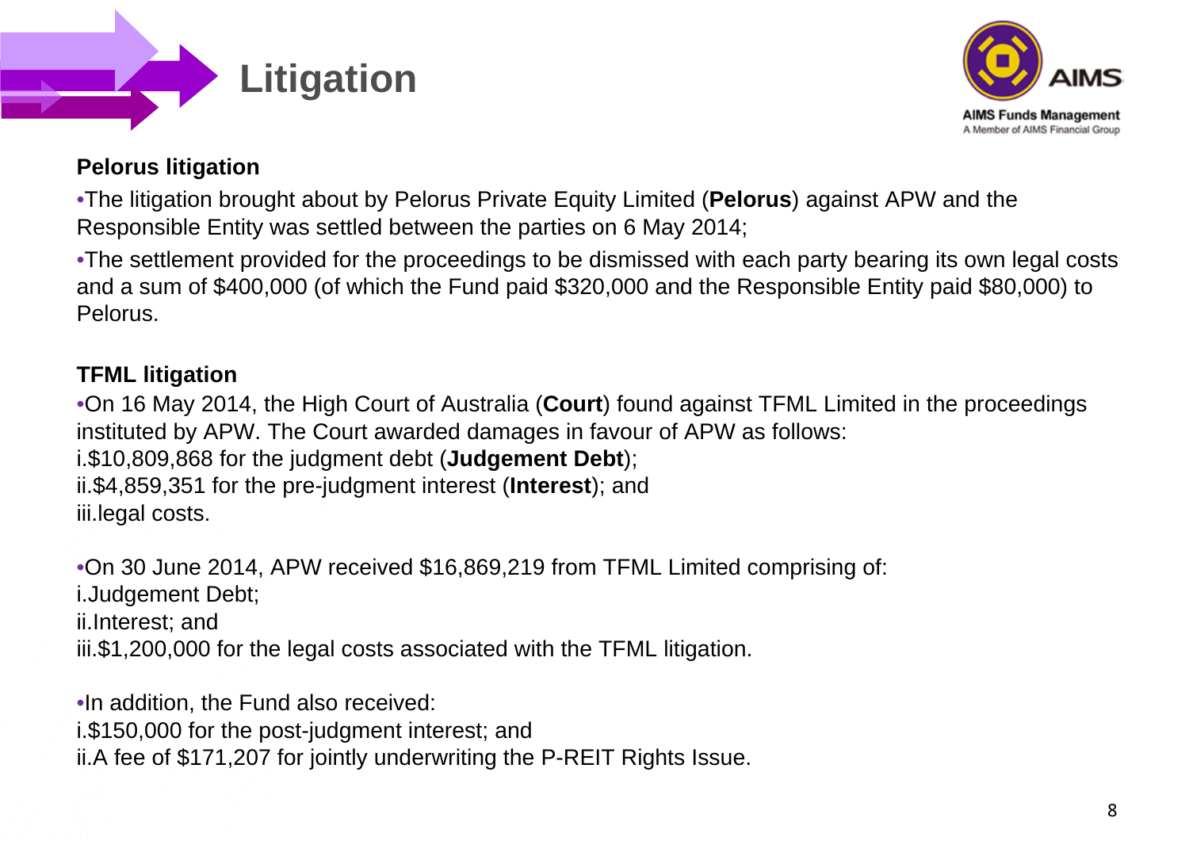# Litigation

**Pelorus litigation**

- The litigation brought about by Pelorus Private Equity Limited (**Pelorus**) against APW and the Responsible Entity was settled between the parties on 6 May 2014;
- The settlement provided for the proceedings to be dismissed with each party bearing its own legal costs and a sum of $400,000 (of which the Fund paid $320,000 and the Responsible Entity paid $80,000) to Pelorus.

**TFML litigation**

- On 16 May 2014, the High Court of Australia (**Court**) found against TFML Limited in the proceedings instituted by APW. The Court awarded damages in favour of APW as follows:
  i. $10,809,868 for the judgment debt (**Judgement Debt**);
  ii. $4,859,351 for the pre-judgment interest (**Interest**); and
  iii. legal costs.

- On 30 June 2014, APW received $16,869,219 from TFML Limited comprising of:
  i. Judgement Debt;
  ii. Interest; and
  iii. $1,200,000 for the legal costs associated with the TFML litigation.

- In addition, the Fund also received:
  i. $150,000 for the post-judgment interest; and
  ii. A fee of $171,207 for jointly underwriting the P-REIT Rights Issue.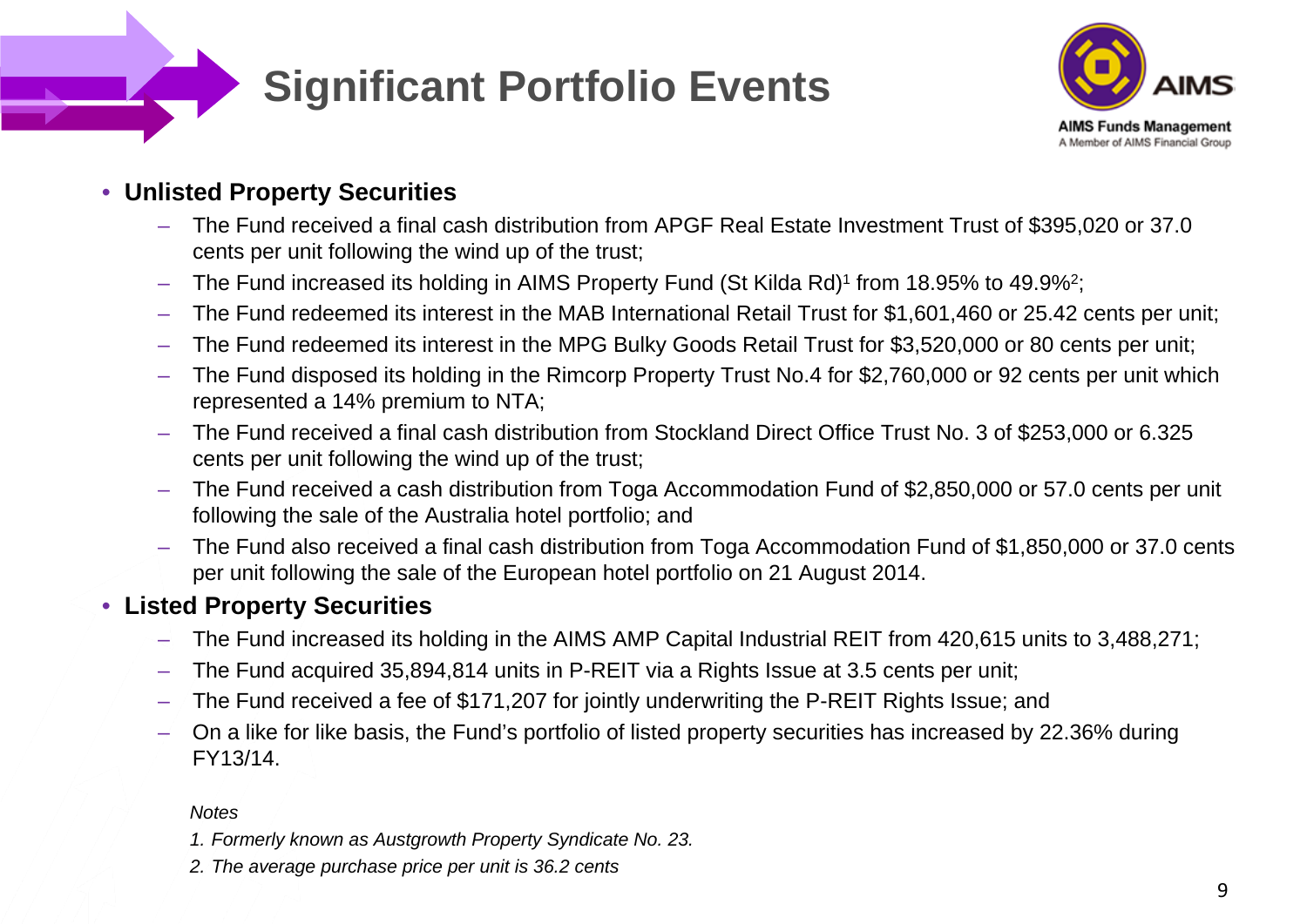# Significant Portfolio Events

- **Unlisted Property Securities**
  - The Fund received a final cash distribution from APGF Real Estate Investment Trust of $395,020 or 37.0 cents per unit following the wind up of the trust;
  - The Fund increased its holding in AIMS Property Fund (St Kilda Rd)[1] from 18.95% to 49.9%[2];
  - The Fund redeemed its interest in the MAB International Retail Trust for $1,601,460 or 25.42 cents per unit;
  - The Fund redeemed its interest in the MPG Bulky Goods Retail Trust for $3,520,000 or 80 cents per unit;
  - The Fund disposed its holding in the Rimcorp Property Trust No.4 for $2,760,000 or 92 cents per unit which represented a 14% premium to NTA;
  - The Fund received a final cash distribution from Stockland Direct Office Trust No. 3 of $253,000 or 6.325 cents per unit following the wind up of the trust;
  - The Fund received a cash distribution from Toga Accommodation Fund of $2,850,000 or 57.0 cents per unit following the sale of the Australia hotel portfolio; and
  - The Fund also received a final cash distribution from Toga Accommodation Fund of $1,850,000 or 37.0 cents per unit following the sale of the European hotel portfolio on 21 August 2014.
- **Listed Property Securities**
  - The Fund increased its holding in the AIMS AMP Capital Industrial REIT from 420,615 units to 3,488,271;
  - The Fund acquired 35,894,814 units in P-REIT via a Rights Issue at 3.5 cents per unit;
  - The Fund received a fee of $171,207 for jointly underwriting the P-REIT Rights Issue; and
  - On a like for like basis, the Fund's portfolio of listed property securities has increased by 22.36% during FY13/14.

*Notes*

*1. Formerly known as Austgrowth Property Syndicate No. 23.*

*2. The average purchase price per unit is 36.2 cents*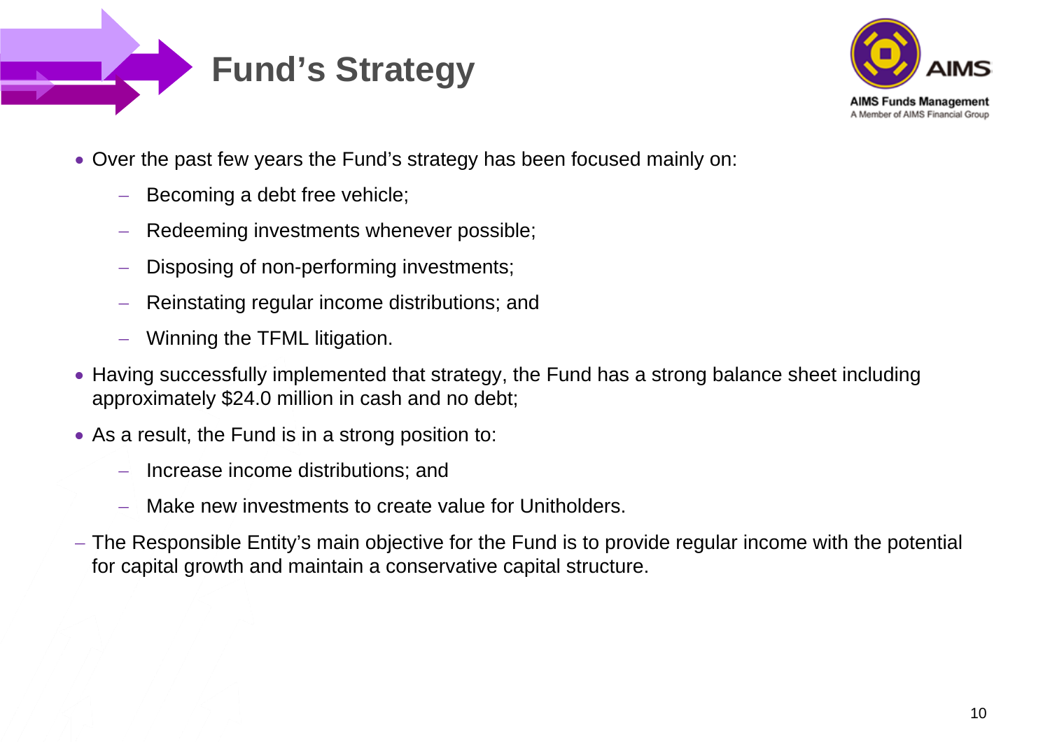# Fund's Strategy

- Over the past few years the Fund's strategy has been focused mainly on:
  - Becoming a debt free vehicle;
  - Redeeming investments whenever possible;
  - Disposing of non-performing investments;
  - Reinstating regular income distributions; and
  - Winning the TFML litigation.
- Having successfully implemented that strategy, the Fund has a strong balance sheet including approximately $24.0 million in cash and no debt;
- As a result, the Fund is in a strong position to:
  - Increase income distributions; and
  - Make new investments to create value for Unitholders.
- The Responsible Entity's main objective for the Fund is to provide regular income with the potential for capital growth and maintain a conservative capital structure.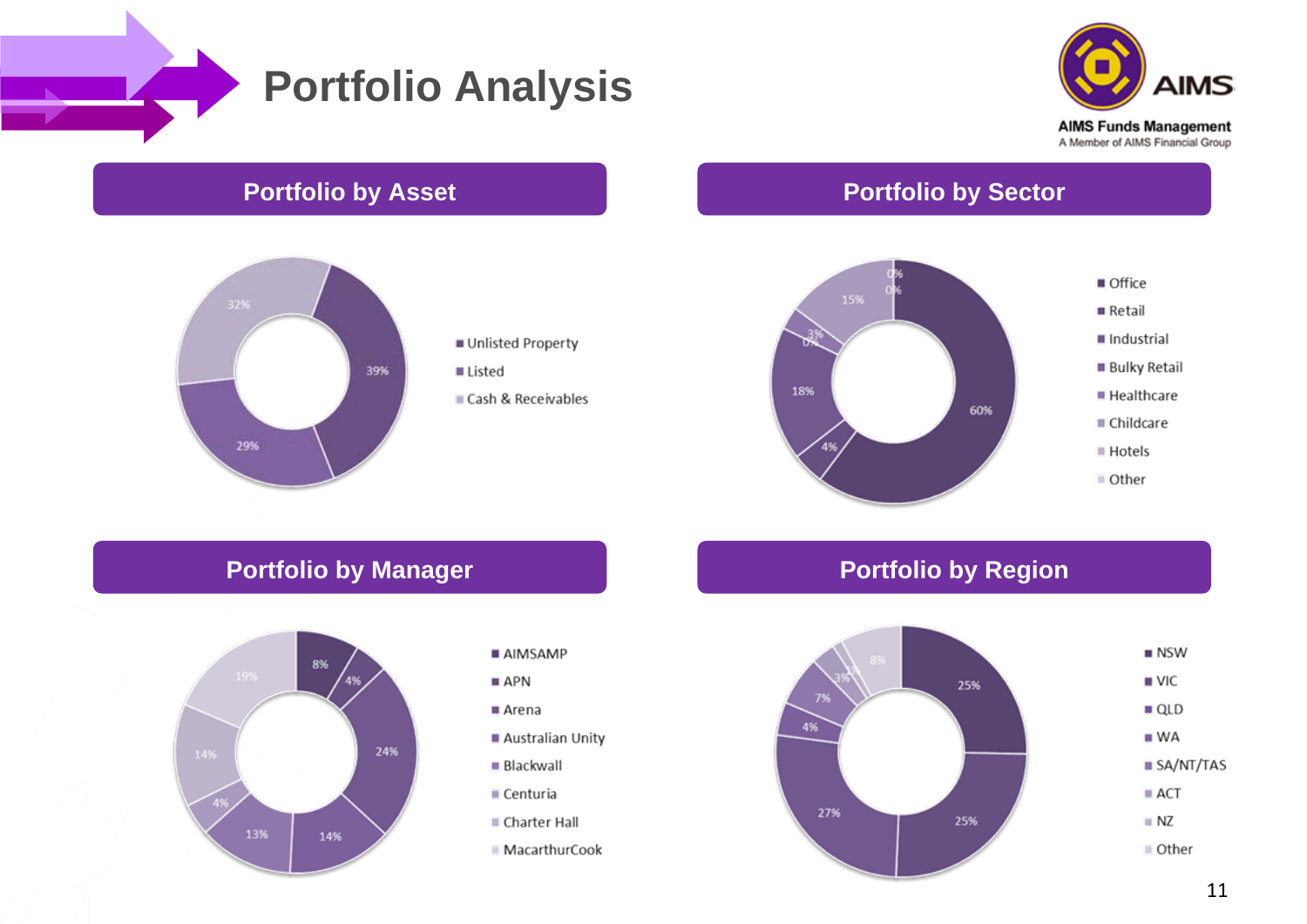# Portfolio Analysis

AIMS Funds Management
A Member of AIMS Financial Group

## Portfolio by Asset

| Asset | % |
|---|---|
| Unlisted Property | 39% |
| Listed | 29% |
| Cash & Receivables | 32% |

## Portfolio by Sector

| Sector | % |
|---|---|
| Office | 60% |
| Retail | 4% |
| Industrial | 18% |
| Bulky Retail | 0% |
| Healthcare | 3% |
| Childcare | 15% |
| Hotels | 0% |
| Other | 0% |

## Portfolio by Manager

| Manager | % |
|---|---|
| AIMSAMP | 8% |
| APN | 4% |
| Arena | 24% |
| Australian Unity | 14% |
| Blackwall | 13% |
| Centuria | 4% |
| Charter Hall | 14% |
| MacarthurCook | 19% |

## Portfolio by Region

| Region | % |
|---|---|
| NSW | 25% |
| VIC | 25% |
| QLD | 27% |
| WA | 4% |
| SA/NT/TAS | 7% |
| ACT | 3% |
| NZ | 1% |
| Other | 8% |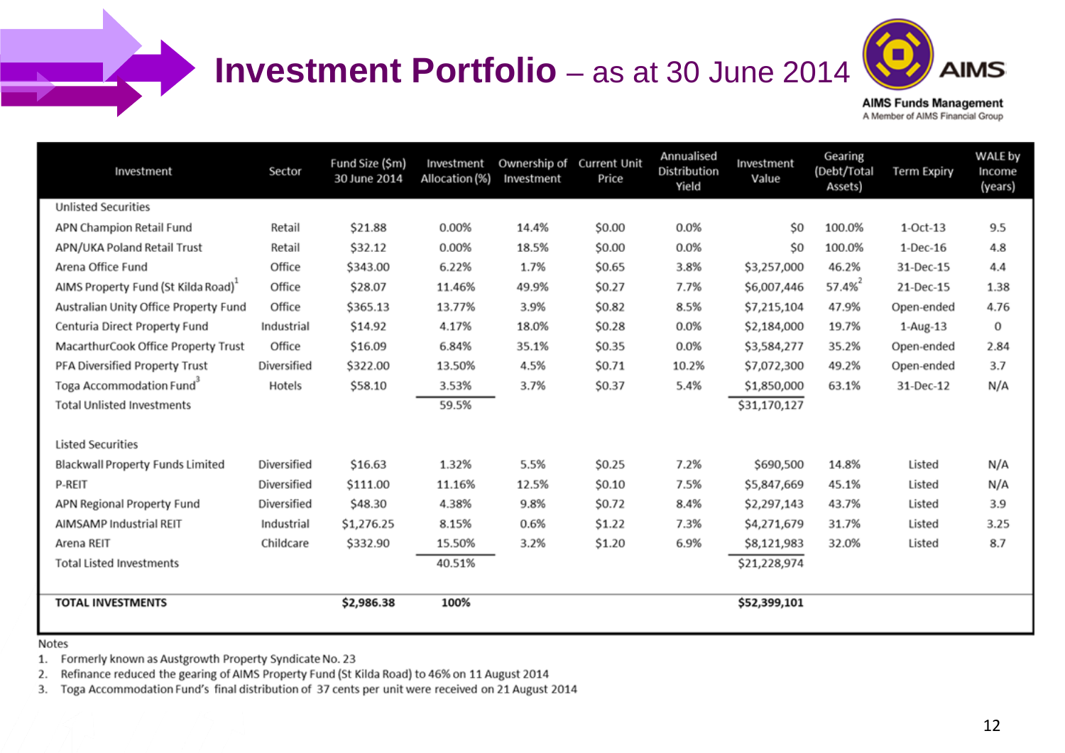# Investment Portfolio – as at 30 June 2014

AIMS Funds Management
A Member of AIMS Financial Group

| Investment | Sector | Fund Size ($m) 30 June 2014 | Investment Allocation (%) | Ownership of Investment | Current Unit Price | Annualised Distribution Yield | Investment Value | Gearing (Debt/Total Assets) | Term Expiry | WALE by Income (years) |
|---|---|---|---|---|---|---|---|---|---|---|
| Unlisted Securities | | | | | | | | | | |
| APN Champion Retail Fund | Retail | $21.88 | 0.00% | 14.4% | $0.00 | 0.0% | $0 | 100.0% | 1-Oct-13 | 9.5 |
| APN/UKA Poland Retail Trust | Retail | $32.12 | 0.00% | 18.5% | $0.00 | 0.0% | $0 | 100.0% | 1-Dec-16 | 4.8 |
| Arena Office Fund | Office | $343.00 | 6.22% | 1.7% | $0.65 | 3.8% | $3,257,000 | 46.2% | 31-Dec-15 | 4.4 |
| AIMS Property Fund (St Kilda Road)[1] | Office | $28.07 | 11.46% | 49.9% | $0.27 | 7.7% | $6,007,446 | 57.4%[2] | 21-Dec-15 | 1.38 |
| Australian Unity Office Property Fund | Office | $365.13 | 13.77% | 3.9% | $0.82 | 8.5% | $7,215,104 | 47.9% | Open-ended | 4.76 |
| Centuria Direct Property Fund | Industrial | $14.92 | 4.17% | 18.0% | $0.28 | 0.0% | $2,184,000 | 19.7% | 1-Aug-13 | 0 |
| MacarthurCook Office Property Trust | Office | $16.09 | 6.84% | 35.1% | $0.35 | 0.0% | $3,584,277 | 35.2% | Open-ended | 2.84 |
| PFA Diversified Property Trust | Diversified | $322.00 | 13.50% | 4.5% | $0.71 | 10.2% | $7,072,300 | 49.2% | Open-ended | 3.7 |
| Toga Accommodation Fund[3] | Hotels | $58.10 | 3.53% | 3.7% | $0.37 | 5.4% | $1,850,000 | 63.1% | 31-Dec-12 | N/A |
| Total Unlisted Investments | | | 59.5% | | | | $31,170,127 | | | |
| Listed Securities | | | | | | | | | | |
| Blackwall Property Funds Limited | Diversified | $16.63 | 1.32% | 5.5% | $0.25 | 7.2% | $690,500 | 14.8% | Listed | N/A |
| P-REIT | Diversified | $111.00 | 11.16% | 12.5% | $0.10 | 7.5% | $5,847,669 | 45.1% | Listed | N/A |
| APN Regional Property Fund | Diversified | $48.30 | 4.38% | 9.8% | $0.72 | 8.4% | $2,297,143 | 43.7% | Listed | 3.9 |
| AIMSAMP Industrial REIT | Industrial | $1,276.25 | 8.15% | 0.6% | $1.22 | 7.3% | $4,271,679 | 31.7% | Listed | 3.25 |
| Arena REIT | Childcare | $332.90 | 15.50% | 3.2% | $1.20 | 6.9% | $8,121,983 | 32.0% | Listed | 8.7 |
| Total Listed Investments | | | 40.51% | | | | $21,228,974 | | | |
| **TOTAL INVESTMENTS** | | **$2,986.38** | **100%** | | | | **$52,399,101** | | | |

Notes

1. Formerly known as Austgrowth Property Syndicate No. 23
2. Refinance reduced the gearing of AIMS Property Fund (St Kilda Road) to 46% on 11 August 2014
3. Toga Accommodation Fund's final distribution of 37 cents per unit were received on 21 August 2014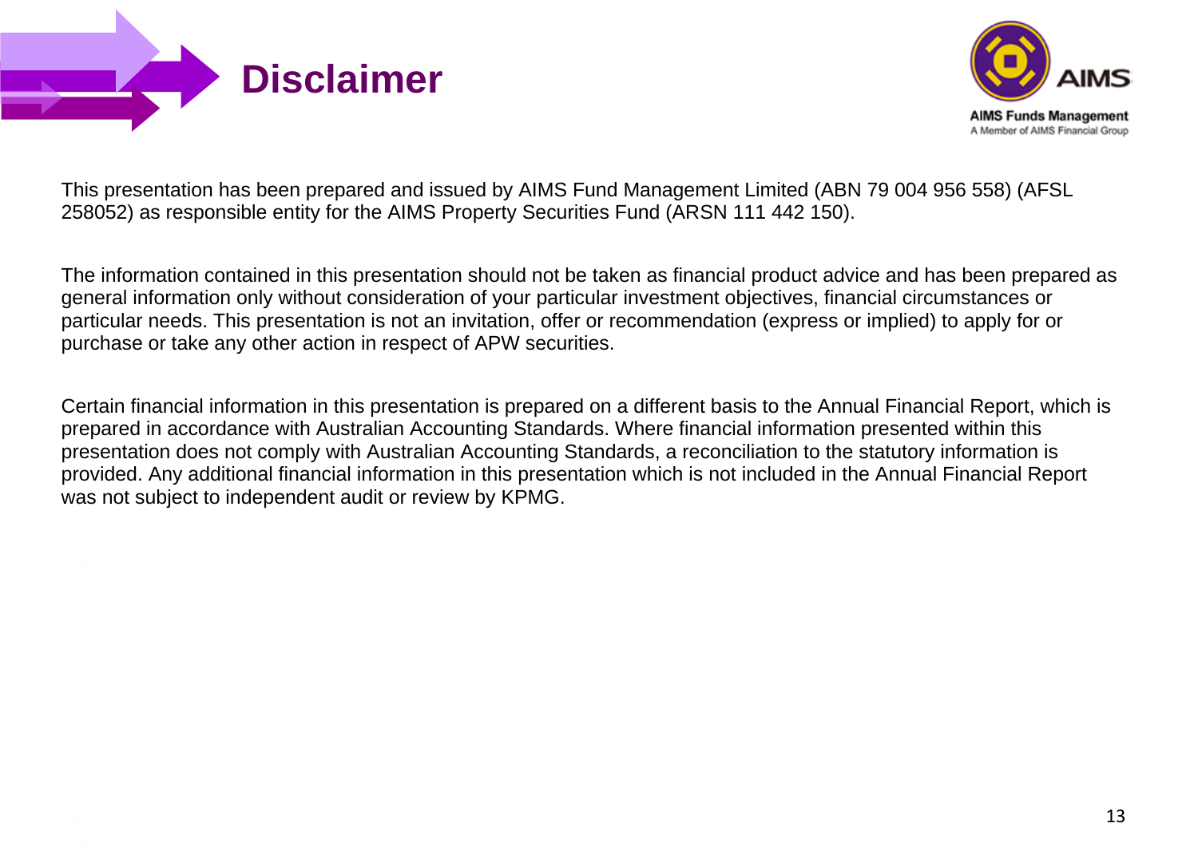# Disclaimer

This presentation has been prepared and issued by AIMS Fund Management Limited (ABN 79 004 956 558) (AFSL 258052) as responsible entity for the AIMS Property Securities Fund (ARSN 111 442 150).

The information contained in this presentation should not be taken as financial product advice and has been prepared as general information only without consideration of your particular investment objectives, financial circumstances or particular needs. This presentation is not an invitation, offer or recommendation (express or implied) to apply for or purchase or take any other action in respect of APW securities.

Certain financial information in this presentation is prepared on a different basis to the Annual Financial Report, which is prepared in accordance with Australian Accounting Standards. Where financial information presented within this presentation does not comply with Australian Accounting Standards, a reconciliation to the statutory information is provided. Any additional financial information in this presentation which is not included in the Annual Financial Report was not subject to independent audit or review by KPMG.